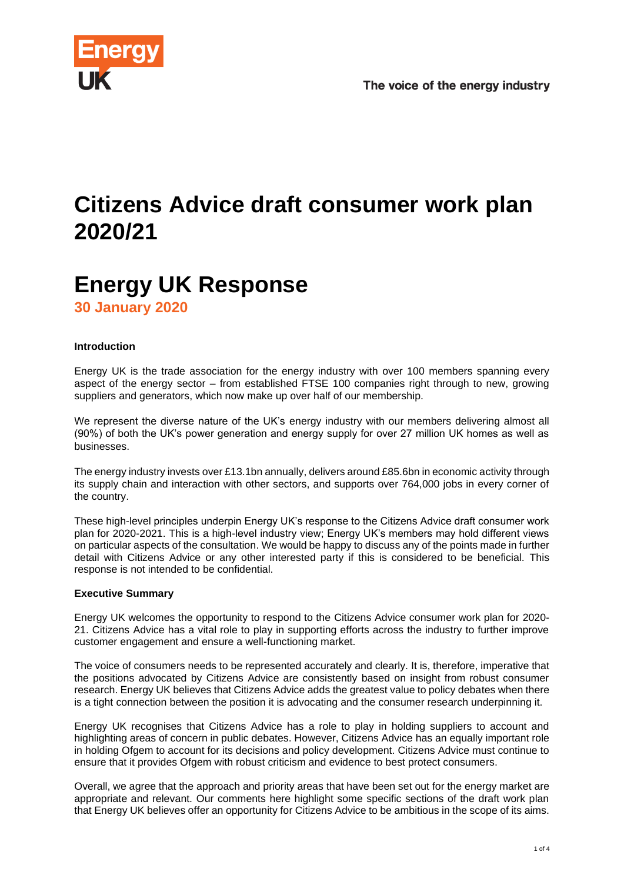# Citizens Advice draft consumer work plan 2020/21

# Energy UK Response

**30 January 2020**

**Introduction**

Energy UK is the trade association for the energy industry with over 100 members spanning every aspect of the energy sector – from established FTSE 100 companies right through to new, growing suppliers and generators, which now make up over half of our membership.

We represent the diverse nature of the UK's energy industry with our members delivering almost all (90%) of both the UK's power generation and energy supply for over 27 million UK homes as well as businesses.

The energy industry invests over £13.1bn annually, delivers around £85.6bn in economic activity through its supply chain and interaction with other sectors, and supports over 764,000 jobs in every corner of the country.

These high-level principles underpin Energy UK's response to the Citizens Advice draft consumer work plan for 2020-2021. This is a high-level industry view; Energy UK's members may hold different views on particular aspects of the consultation. We would be happy to discuss any of the points made in further detail with Citizens Advice or any other interested party if this is considered to be beneficial. This response is not intended to be confidential.

**Executive Summary**

Energy UK welcomes the opportunity to respond to the Citizens Advice consumer work plan for 2020-21. Citizens Advice has a vital role to play in supporting efforts across the industry to further improve customer engagement and ensure a well-functioning market.

The voice of consumers needs to be represented accurately and clearly. It is, therefore, imperative that the positions advocated by Citizens Advice are consistently based on insight from robust consumer research. Energy UK believes that Citizens Advice adds the greatest value to policy debates when there is a tight connection between the position it is advocating and the consumer research underpinning it.

Energy UK recognises that Citizens Advice has a role to play in holding suppliers to account and highlighting areas of concern in public debates. However, Citizens Advice has an equally important role in holding Ofgem to account for its decisions and policy development. Citizens Advice must continue to ensure that it provides Ofgem with robust criticism and evidence to best protect consumers.

Overall, we agree that the approach and priority areas that have been set out for the energy market are appropriate and relevant. Our comments here highlight some specific sections of the draft work plan that Energy UK believes offer an opportunity for Citizens Advice to be ambitious in the scope of its aims.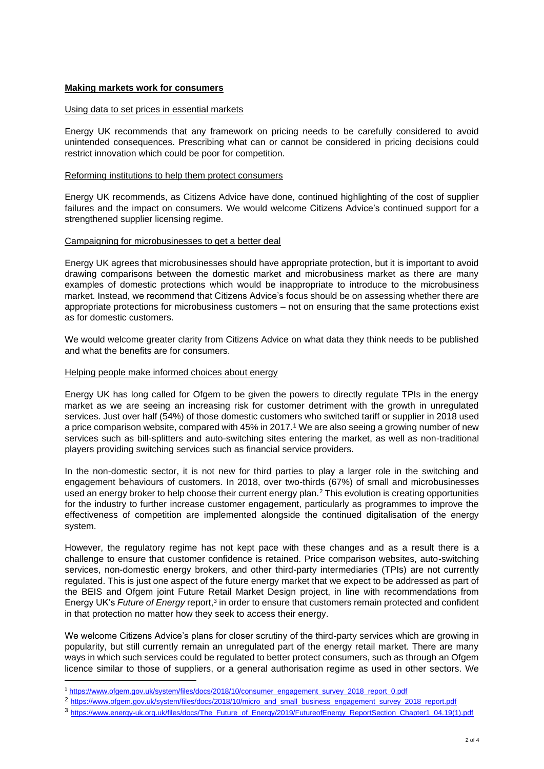## **Making markets work for consumers**

Using data to set prices in essential markets

Energy UK recommends that any framework on pricing needs to be carefully considered to avoid unintended consequences. Prescribing what can or cannot be considered in pricing decisions could restrict innovation which could be poor for competition.

Reforming institutions to help them protect consumers

Energy UK recommends, as Citizens Advice have done, continued highlighting of the cost of supplier failures and the impact on consumers. We would welcome Citizens Advice's continued support for a strengthened supplier licensing regime.

Campaigning for microbusinesses to get a better deal

Energy UK agrees that microbusinesses should have appropriate protection, but it is important to avoid drawing comparisons between the domestic market and microbusiness market as there are many examples of domestic protections which would be inappropriate to introduce to the microbusiness market. Instead, we recommend that Citizens Advice's focus should be on assessing whether there are appropriate protections for microbusiness customers – not on ensuring that the same protections exist as for domestic customers.

We would welcome greater clarity from Citizens Advice on what data they think needs to be published and what the benefits are for consumers.

Helping people make informed choices about energy

Energy UK has long called for Ofgem to be given the powers to directly regulate TPIs in the energy market as we are seeing an increasing risk for customer detriment with the growth in unregulated services. Just over half (54%) of those domestic customers who switched tariff or supplier in 2018 used a price comparison website, compared with 45% in 2017.[1] We are also seeing a growing number of new services such as bill-splitters and auto-switching sites entering the market, as well as non-traditional players providing switching services such as financial service providers.

In the non-domestic sector, it is not new for third parties to play a larger role in the switching and engagement behaviours of customers. In 2018, over two-thirds (67%) of small and microbusinesses used an energy broker to help choose their current energy plan.[2] This evolution is creating opportunities for the industry to further increase customer engagement, particularly as programmes to improve the effectiveness of competition are implemented alongside the continued digitalisation of the energy system.

However, the regulatory regime has not kept pace with these changes and as a result there is a challenge to ensure that customer confidence is retained. Price comparison websites, auto-switching services, non-domestic energy brokers, and other third-party intermediaries (TPIs) are not currently regulated. This is just one aspect of the future energy market that we expect to be addressed as part of the BEIS and Ofgem joint Future Retail Market Design project, in line with recommendations from Energy UK's *Future of Energy* report,[3] in order to ensure that customers remain protected and confident in that protection no matter how they seek to access their energy.

We welcome Citizens Advice's plans for closer scrutiny of the third-party services which are growing in popularity, but still currently remain an unregulated part of the energy retail market. There are many ways in which such services could be regulated to better protect consumers, such as through an Ofgem licence similar to those of suppliers, or a general authorisation regime as used in other sectors. We

---

[1] https://www.ofgem.gov.uk/system/files/docs/2018/10/consumer_engagement_survey_2018_report_0.pdf

[2] https://www.ofgem.gov.uk/system/files/docs/2018/10/micro_and_small_business_engagement_survey_2018_report.pdf

[3] https://www.energy-uk.org.uk/files/docs/The_Future_of_Energy/2019/FutureofEnergy_ReportSection_Chapter1_04.19(1).pdf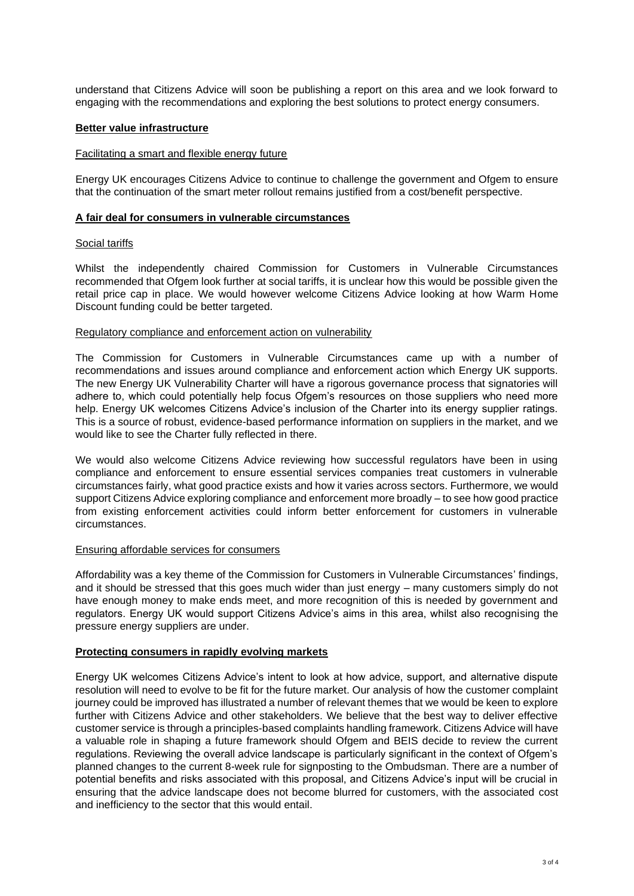understand that Citizens Advice will soon be publishing a report on this area and we look forward to engaging with the recommendations and exploring the best solutions to protect energy consumers.

## Better value infrastructure

### Facilitating a smart and flexible energy future

Energy UK encourages Citizens Advice to continue to challenge the government and Ofgem to ensure that the continuation of the smart meter rollout remains justified from a cost/benefit perspective.

## A fair deal for consumers in vulnerable circumstances

### Social tariffs

Whilst the independently chaired Commission for Customers in Vulnerable Circumstances recommended that Ofgem look further at social tariffs, it is unclear how this would be possible given the retail price cap in place. We would however welcome Citizens Advice looking at how Warm Home Discount funding could be better targeted.

### Regulatory compliance and enforcement action on vulnerability

The Commission for Customers in Vulnerable Circumstances came up with a number of recommendations and issues around compliance and enforcement action which Energy UK supports. The new Energy UK Vulnerability Charter will have a rigorous governance process that signatories will adhere to, which could potentially help focus Ofgem's resources on those suppliers who need more help. Energy UK welcomes Citizens Advice's inclusion of the Charter into its energy supplier ratings. This is a source of robust, evidence-based performance information on suppliers in the market, and we would like to see the Charter fully reflected in there.

We would also welcome Citizens Advice reviewing how successful regulators have been in using compliance and enforcement to ensure essential services companies treat customers in vulnerable circumstances fairly, what good practice exists and how it varies across sectors. Furthermore, we would support Citizens Advice exploring compliance and enforcement more broadly – to see how good practice from existing enforcement activities could inform better enforcement for customers in vulnerable circumstances.

### Ensuring affordable services for consumers

Affordability was a key theme of the Commission for Customers in Vulnerable Circumstances' findings, and it should be stressed that this goes much wider than just energy – many customers simply do not have enough money to make ends meet, and more recognition of this is needed by government and regulators. Energy UK would support Citizens Advice's aims in this area, whilst also recognising the pressure energy suppliers are under.

## Protecting consumers in rapidly evolving markets

Energy UK welcomes Citizens Advice's intent to look at how advice, support, and alternative dispute resolution will need to evolve to be fit for the future market. Our analysis of how the customer complaint journey could be improved has illustrated a number of relevant themes that we would be keen to explore further with Citizens Advice and other stakeholders. We believe that the best way to deliver effective customer service is through a principles-based complaints handling framework. Citizens Advice will have a valuable role in shaping a future framework should Ofgem and BEIS decide to review the current regulations. Reviewing the overall advice landscape is particularly significant in the context of Ofgem's planned changes to the current 8-week rule for signposting to the Ombudsman. There are a number of potential benefits and risks associated with this proposal, and Citizens Advice's input will be crucial in ensuring that the advice landscape does not become blurred for customers, with the associated cost and inefficiency to the sector that this would entail.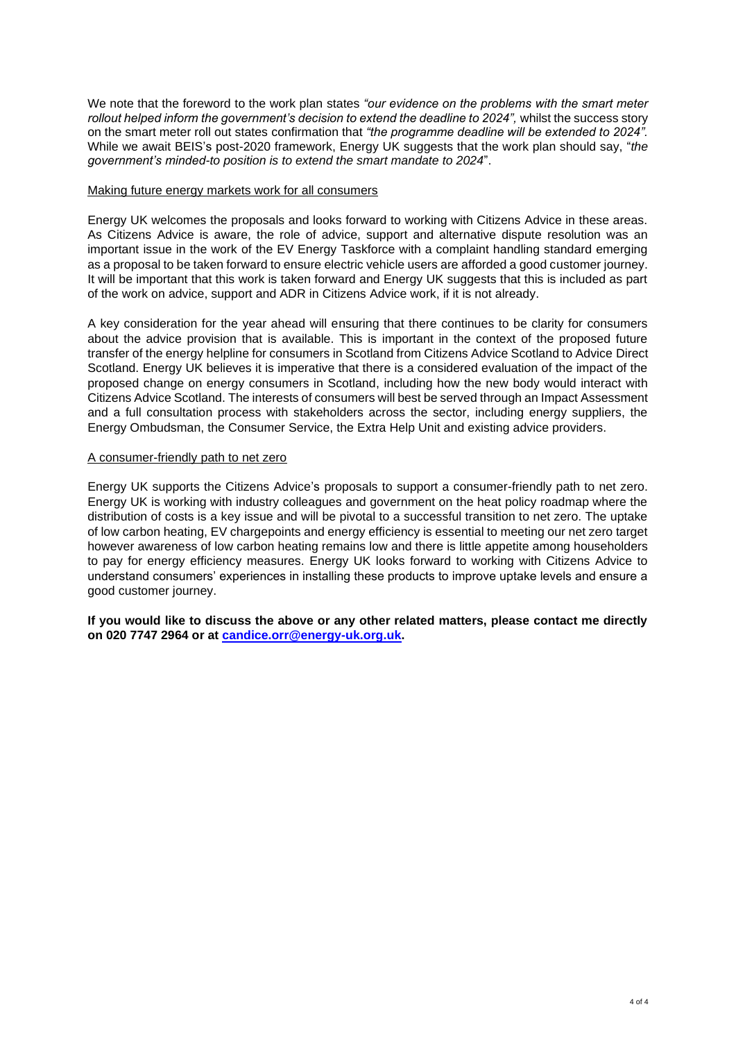We note that the foreword to the work plan states *"our evidence on the problems with the smart meter rollout helped inform the government's decision to extend the deadline to 2024",* whilst the success story on the smart meter roll out states confirmation that *"the programme deadline will be extended to 2024".* While we await BEIS's post-2020 framework, Energy UK suggests that the work plan should say, "*the government's minded-to position is to extend the smart mandate to 2024*".

<u>Making future energy markets work for all consumers</u>

Energy UK welcomes the proposals and looks forward to working with Citizens Advice in these areas. As Citizens Advice is aware, the role of advice, support and alternative dispute resolution was an important issue in the work of the EV Energy Taskforce with a complaint handling standard emerging as a proposal to be taken forward to ensure electric vehicle users are afforded a good customer journey. It will be important that this work is taken forward and Energy UK suggests that this is included as part of the work on advice, support and ADR in Citizens Advice work, if it is not already.

A key consideration for the year ahead will ensuring that there continues to be clarity for consumers about the advice provision that is available. This is important in the context of the proposed future transfer of the energy helpline for consumers in Scotland from Citizens Advice Scotland to Advice Direct Scotland. Energy UK believes it is imperative that there is a considered evaluation of the impact of the proposed change on energy consumers in Scotland, including how the new body would interact with Citizens Advice Scotland. The interests of consumers will best be served through an Impact Assessment and a full consultation process with stakeholders across the sector, including energy suppliers, the Energy Ombudsman, the Consumer Service, the Extra Help Unit and existing advice providers.

<u>A consumer-friendly path to net zero</u>

Energy UK supports the Citizens Advice's proposals to support a consumer-friendly path to net zero. Energy UK is working with industry colleagues and government on the heat policy roadmap where the distribution of costs is a key issue and will be pivotal to a successful transition to net zero. The uptake of low carbon heating, EV chargepoints and energy efficiency is essential to meeting our net zero target however awareness of low carbon heating remains low and there is little appetite among householders to pay for energy efficiency measures. Energy UK looks forward to working with Citizens Advice to understand consumers' experiences in installing these products to improve uptake levels and ensure a good customer journey.

**If you would like to discuss the above or any other related matters, please contact me directly on 020 7747 2964 or at [candice.orr@energy-uk.org.uk](mailto:candice.orr@energy-uk.org.uk).**